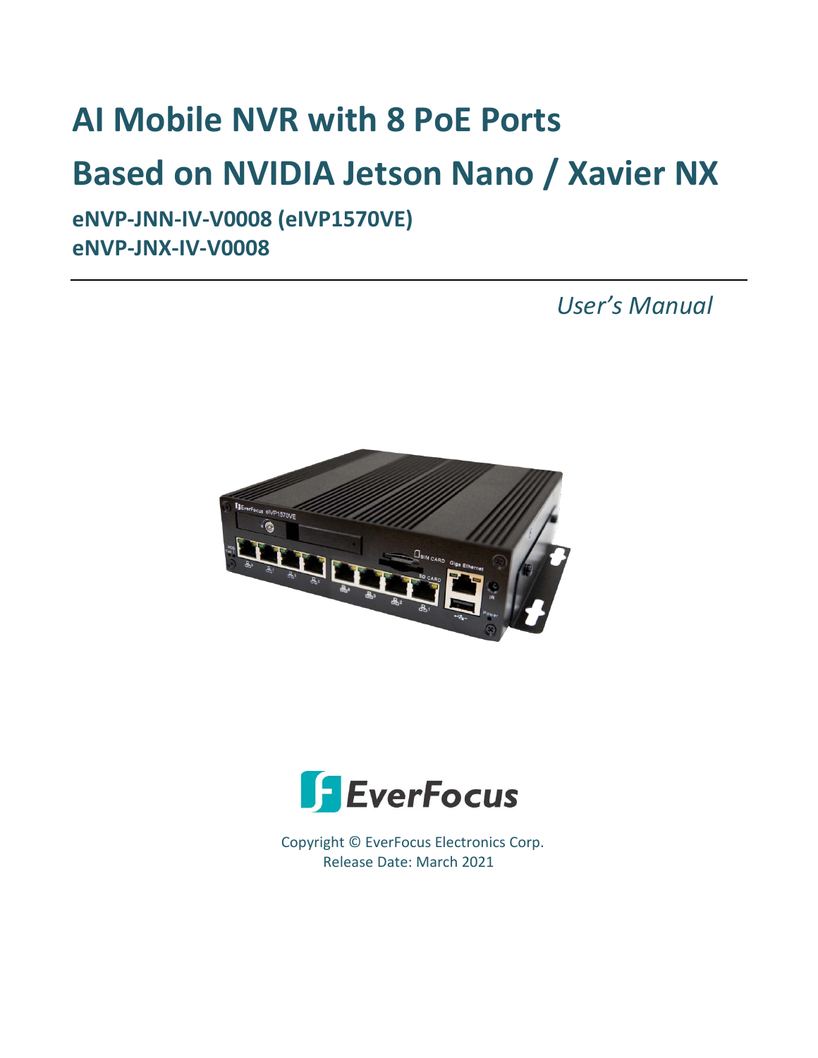# AI Mobile NVR with 8 PoE Ports

# Based on NVIDIA Jetson Nano / Xavier NX

**eNVP-JNN-IV-V0008 (eIVP1570VE)**
**eNVP-JNX-IV-V0008**

*User's Manual*

EverFocus

Copyright © EverFocus Electronics Corp.
Release Date: March 2021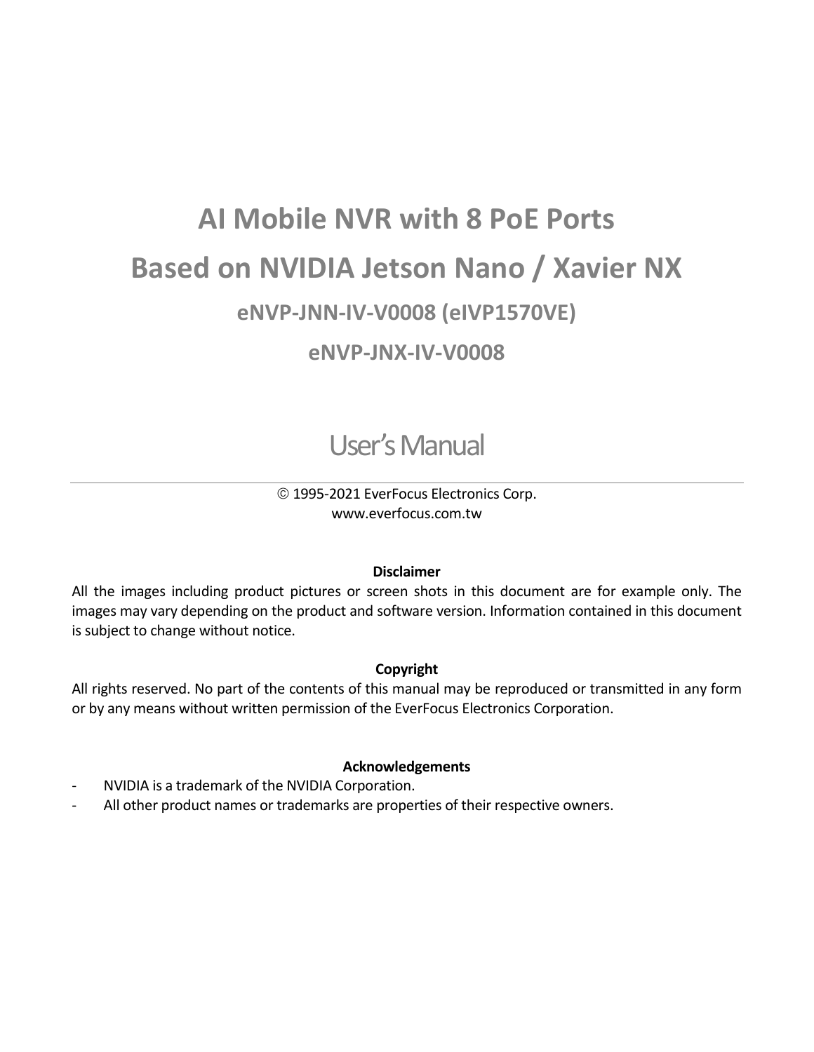# AI Mobile NVR with 8 PoE Ports

# Based on NVIDIA Jetson Nano / Xavier NX

## eNVP-JNN-IV-V0008 (eIVP1570VE)

## eNVP-JNX-IV-V0008

# User's Manual

---

© 1995-2021 EverFocus Electronics Corp.
www.everfocus.com.tw

**Disclaimer**

All the images including product pictures or screen shots in this document are for example only. The images may vary depending on the product and software version. Information contained in this document is subject to change without notice.

**Copyright**

All rights reserved. No part of the contents of this manual may be reproduced or transmitted in any form or by any means without written permission of the EverFocus Electronics Corporation.

**Acknowledgements**

- NVIDIA is a trademark of the NVIDIA Corporation.
- All other product names or trademarks are properties of their respective owners.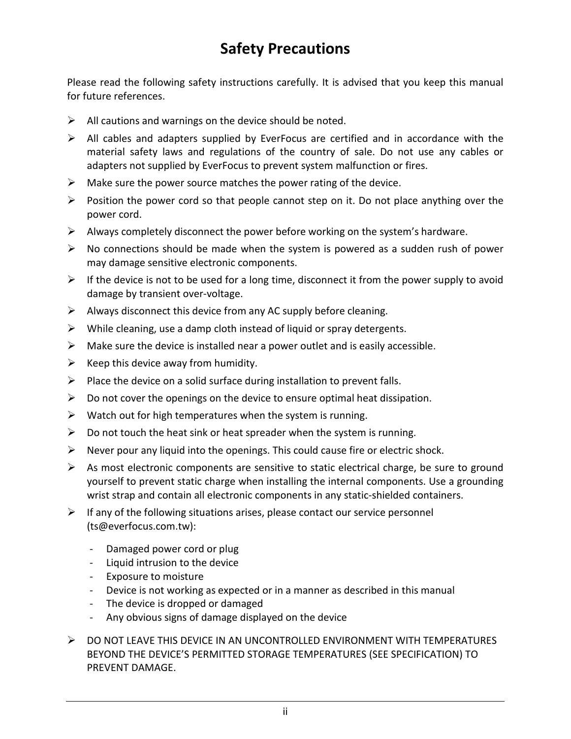# Safety Precautions

Please read the following safety instructions carefully. It is advised that you keep this manual for future references.

- All cautions and warnings on the device should be noted.
- All cables and adapters supplied by EverFocus are certified and in accordance with the material safety laws and regulations of the country of sale. Do not use any cables or adapters not supplied by EverFocus to prevent system malfunction or fires.
- Make sure the power source matches the power rating of the device.
- Position the power cord so that people cannot step on it. Do not place anything over the power cord.
- Always completely disconnect the power before working on the system's hardware.
- No connections should be made when the system is powered as a sudden rush of power may damage sensitive electronic components.
- If the device is not to be used for a long time, disconnect it from the power supply to avoid damage by transient over-voltage.
- Always disconnect this device from any AC supply before cleaning.
- While cleaning, use a damp cloth instead of liquid or spray detergents.
- Make sure the device is installed near a power outlet and is easily accessible.
- Keep this device away from humidity.
- Place the device on a solid surface during installation to prevent falls.
- Do not cover the openings on the device to ensure optimal heat dissipation.
- Watch out for high temperatures when the system is running.
- Do not touch the heat sink or heat spreader when the system is running.
- Never pour any liquid into the openings. This could cause fire or electric shock.
- As most electronic components are sensitive to static electrical charge, be sure to ground yourself to prevent static charge when installing the internal components. Use a grounding wrist strap and contain all electronic components in any static-shielded containers.
- If any of the following situations arises, please contact our service personnel (ts@everfocus.com.tw):
  - Damaged power cord or plug
  - Liquid intrusion to the device
  - Exposure to moisture
  - Device is not working as expected or in a manner as described in this manual
  - The device is dropped or damaged
  - Any obvious signs of damage displayed on the device
- DO NOT LEAVE THIS DEVICE IN AN UNCONTROLLED ENVIRONMENT WITH TEMPERATURES BEYOND THE DEVICE'S PERMITTED STORAGE TEMPERATURES (SEE SPECIFICATION) TO PREVENT DAMAGE.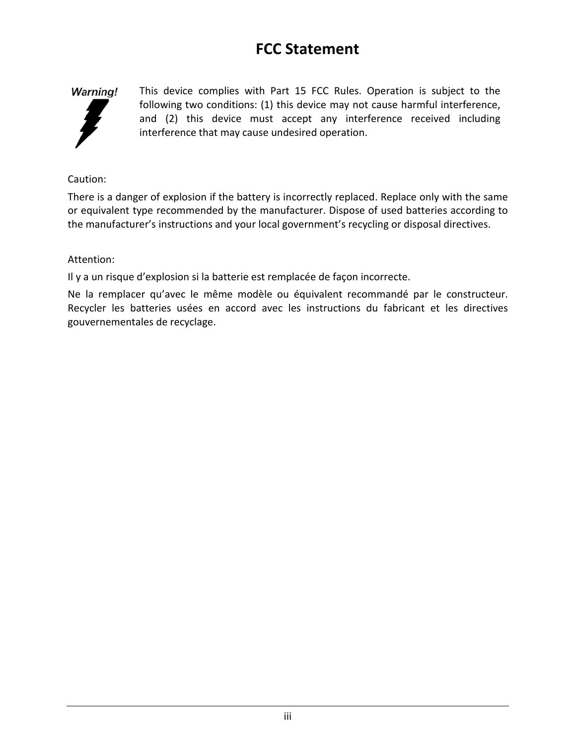# FCC Statement

Warning!

This device complies with Part 15 FCC Rules. Operation is subject to the following two conditions: (1) this device may not cause harmful interference, and (2) this device must accept any interference received including interference that may cause undesired operation.

Caution:

There is a danger of explosion if the battery is incorrectly replaced. Replace only with the same or equivalent type recommended by the manufacturer. Dispose of used batteries according to the manufacturer's instructions and your local government's recycling or disposal directives.

Attention:

Il y a un risque d'explosion si la batterie est remplacée de façon incorrecte.

Ne la remplacer qu'avec le même modèle ou équivalent recommandé par le constructeur. Recycler les batteries usées en accord avec les instructions du fabricant et les directives gouvernementales de recyclage.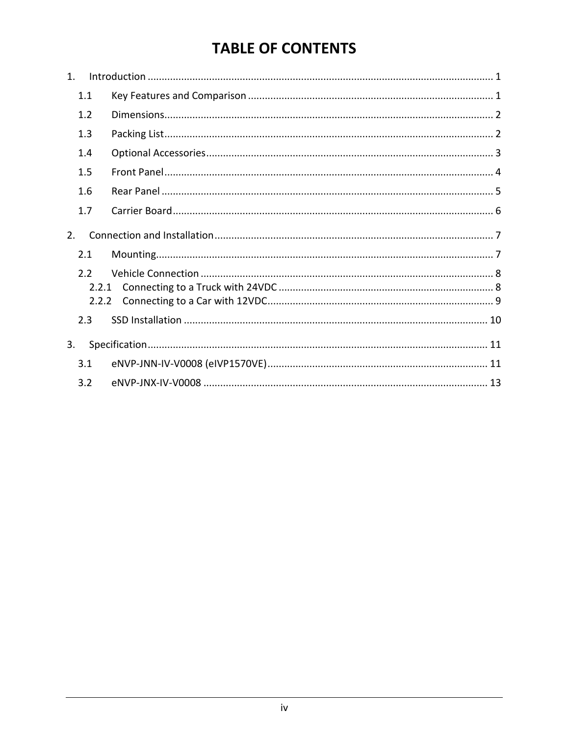# TABLE OF CONTENTS

1. Introduction ........................................................................................................................ 1
   - 1.1 Key Features and Comparison ...................................................................................... 1
   - 1.2 Dimensions.................................................................................................................... 2
   - 1.3 Packing List.................................................................................................................... 2
   - 1.4 Optional Accessories..................................................................................................... 3
   - 1.5 Front Panel.................................................................................................................... 4
   - 1.6 Rear Panel ..................................................................................................................... 5
   - 1.7 Carrier Board................................................................................................................. 6
2. Connection and Installation.................................................................................................. 7
   - 2.1 Mounting....................................................................................................................... 7
   - 2.2 Vehicle Connection ....................................................................................................... 8
     - 2.2.1 Connecting to a Truck with 24VDC ........................................................................... 8
     - 2.2.2 Connecting to a Car with 12VDC............................................................................... 9
   - 2.3 SSD Installation ........................................................................................................... 10
3. Specification........................................................................................................................ 11
   - 3.1 eNVP-JNN-IV-V0008 (eIVP1570VE)............................................................................. 11
   - 3.2 eNVP-JNX-IV-V0008 .................................................................................................... 13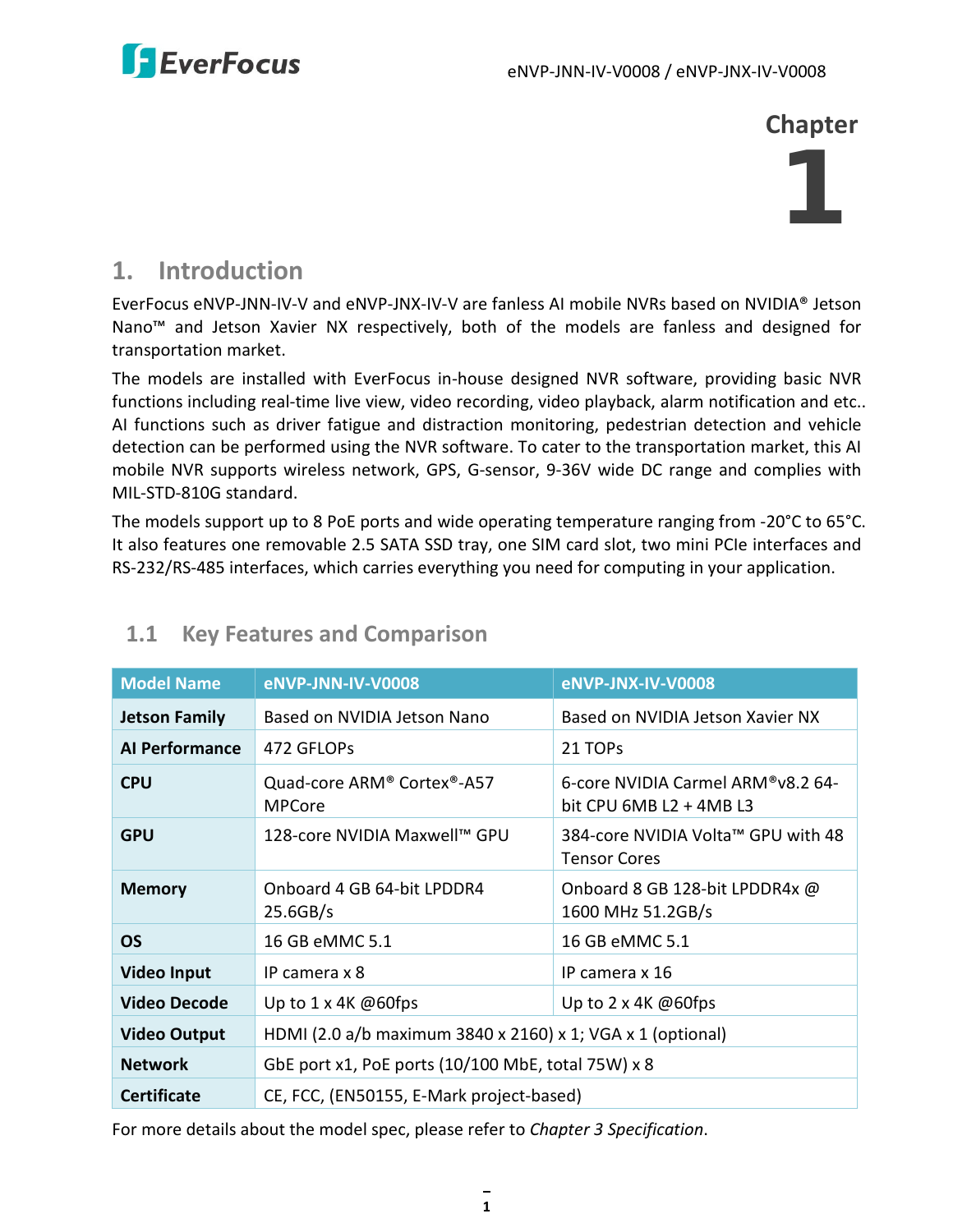# Chapter 1

## 1. Introduction

EverFocus eNVP-JNN-IV-V and eNVP-JNX-IV-V are fanless AI mobile NVRs based on NVIDIA® Jetson Nano™ and Jetson Xavier NX respectively, both of the models are fanless and designed for transportation market.

The models are installed with EverFocus in-house designed NVR software, providing basic NVR functions including real-time live view, video recording, video playback, alarm notification and etc.. AI functions such as driver fatigue and distraction monitoring, pedestrian detection and vehicle detection can be performed using the NVR software. To cater to the transportation market, this AI mobile NVR supports wireless network, GPS, G-sensor, 9-36V wide DC range and complies with MIL-STD-810G standard.

The models support up to 8 PoE ports and wide operating temperature ranging from -20°C to 65°C. It also features one removable 2.5 SATA SSD tray, one SIM card slot, two mini PCIe interfaces and RS-232/RS-485 interfaces, which carries everything you need for computing in your application.

### 1.1 Key Features and Comparison

| Model Name | eNVP-JNN-IV-V0008 | eNVP-JNX-IV-V0008 |
|---|---|---|
| **Jetson Family** | Based on NVIDIA Jetson Nano | Based on NVIDIA Jetson Xavier NX |
| **AI Performance** | 472 GFLOPs | 21 TOPs |
| **CPU** | Quad-core ARM® Cortex®-A57 MPCore | 6-core NVIDIA Carmel ARM®v8.2 64-bit CPU 6MB L2 + 4MB L3 |
| **GPU** | 128-core NVIDIA Maxwell™ GPU | 384-core NVIDIA Volta™ GPU with 48 Tensor Cores |
| **Memory** | Onboard 4 GB 64-bit LPDDR4 25.6GB/s | Onboard 8 GB 128-bit LPDDR4x @ 1600 MHz 51.2GB/s |
| **OS** | 16 GB eMMC 5.1 | 16 GB eMMC 5.1 |
| **Video Input** | IP camera x 8 | IP camera x 16 |
| **Video Decode** | Up to 1 x 4K @60fps | Up to 2 x 4K @60fps |
| **Video Output** | HDMI (2.0 a/b maximum 3840 x 2160) x 1; VGA x 1 (optional) | |
| **Network** | GbE port x1, PoE ports (10/100 MbE, total 75W) x 8 | |
| **Certificate** | CE, FCC, (EN50155, E-Mark project-based) | |

For more details about the model spec, please refer to *Chapter 3 Specification*.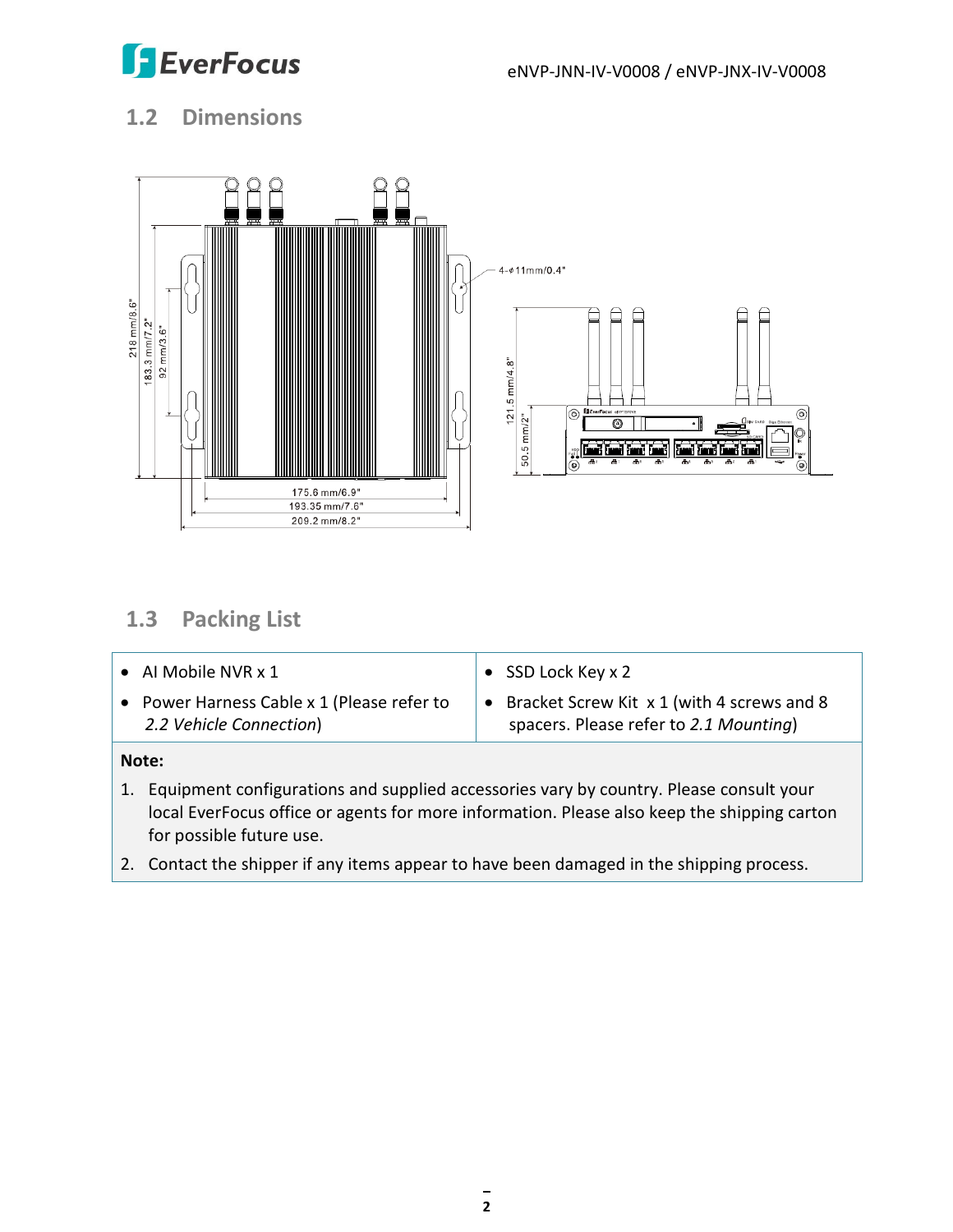## 1.2 Dimensions

218 mm/8.6"

183.3 mm/7.2"

92 mm/3.6"

4-ϕ11mm/0.4"

121.5 mm/4.8"

50.5 mm/2"

175.6 mm/6.9"

193.35 mm/7.6"

209.2 mm/8.2"

## 1.3 Packing List

| | |
|---|---|
| • AI Mobile NVR x 1<br>• Power Harness Cable x 1 (Please refer to *2.2 Vehicle Connection*) | • SSD Lock Key x 2<br>• Bracket Screw Kit x 1 (with 4 screws and 8 spacers. Please refer to *2.1 Mounting*) |

**Note:**

1. Equipment configurations and supplied accessories vary by country. Please consult your local EverFocus office or agents for more information. Please also keep the shipping carton for possible future use.
2. Contact the shipper if any items appear to have been damaged in the shipping process.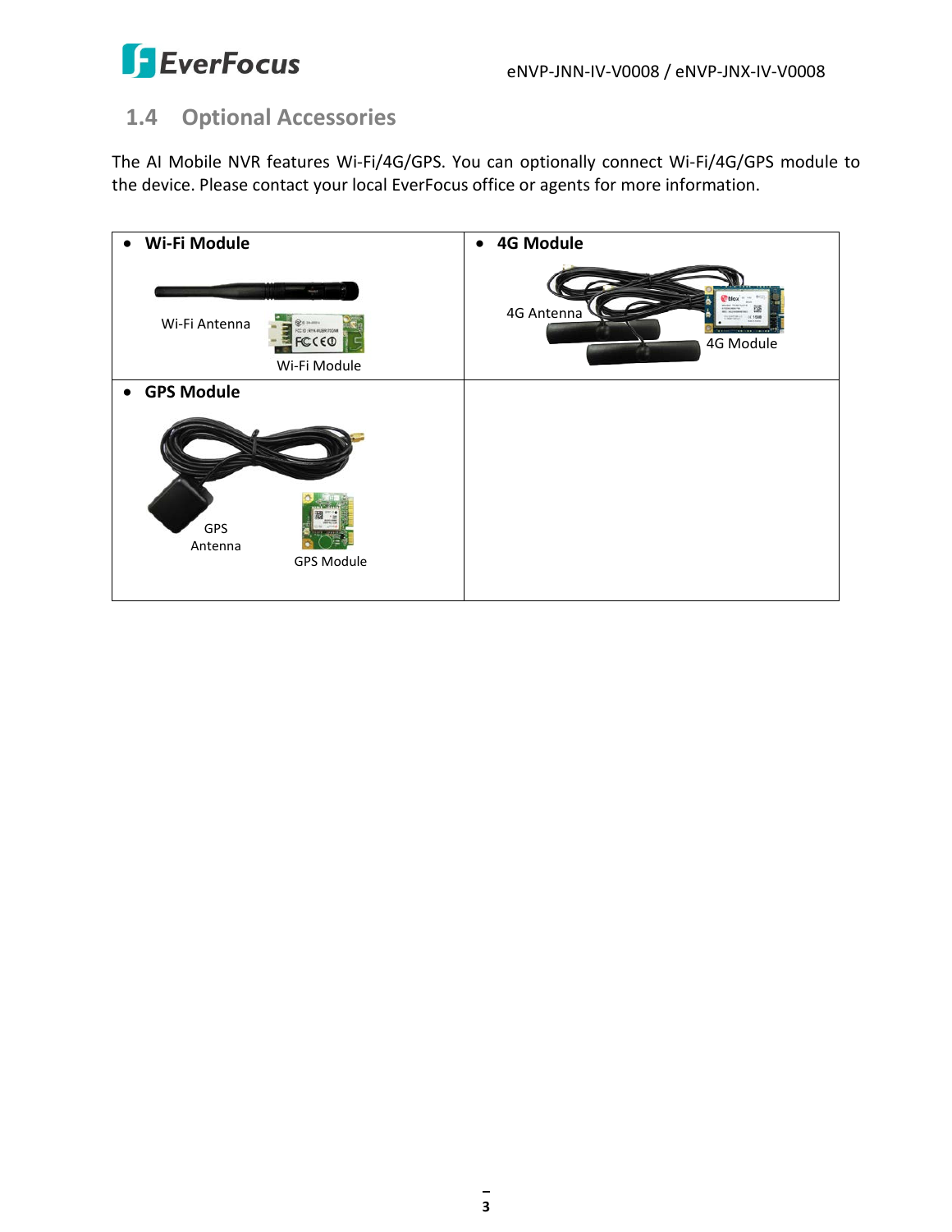## 1.4 Optional Accessories

The AI Mobile NVR features Wi-Fi/4G/GPS. You can optionally connect Wi-Fi/4G/GPS module to the device. Please contact your local EverFocus office or agents for more information.

| • **Wi-Fi Module**<br>Wi-Fi Antenna<br>Wi-Fi Module | • **4G Module**<br>4G Antenna<br>4G Module |
|---|---|
| • **GPS Module**<br>GPS Antenna<br>GPS Module | |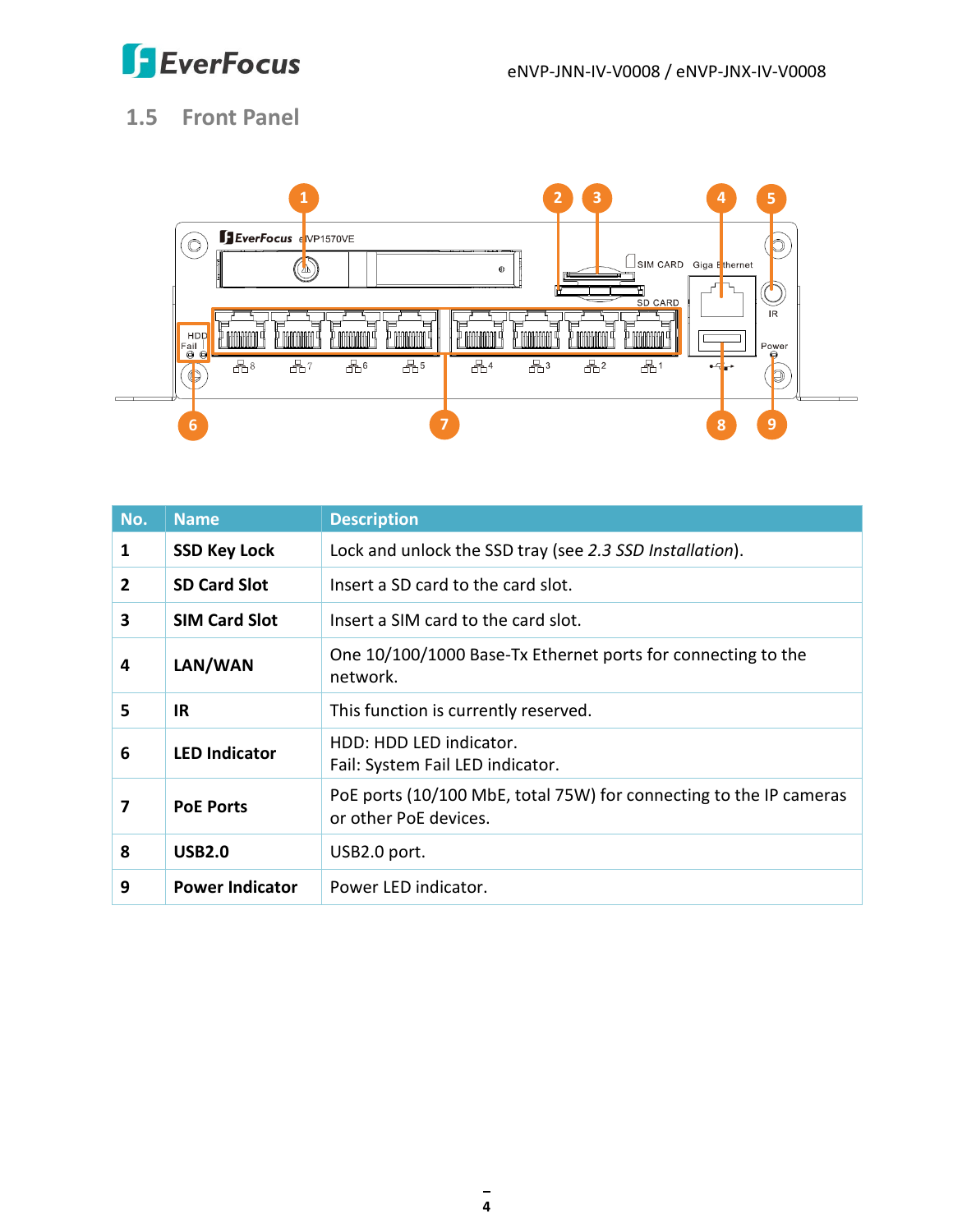## 1.5 Front Panel

| No. | Name | Description |
|---|---|---|
| 1 | **SSD Key Lock** | Lock and unlock the SSD tray (see *2.3 SSD Installation*). |
| 2 | **SD Card Slot** | Insert a SD card to the card slot. |
| 3 | **SIM Card Slot** | Insert a SIM card to the card slot. |
| 4 | **LAN/WAN** | One 10/100/1000 Base-Tx Ethernet ports for connecting to the network. |
| 5 | **IR** | This function is currently reserved. |
| 6 | **LED Indicator** | HDD: HDD LED indicator.<br>Fail: System Fail LED indicator. |
| 7 | **PoE Ports** | PoE ports (10/100 MbE, total 75W) for connecting to the IP cameras or other PoE devices. |
| 8 | **USB2.0** | USB2.0 port. |
| 9 | **Power Indicator** | Power LED indicator. |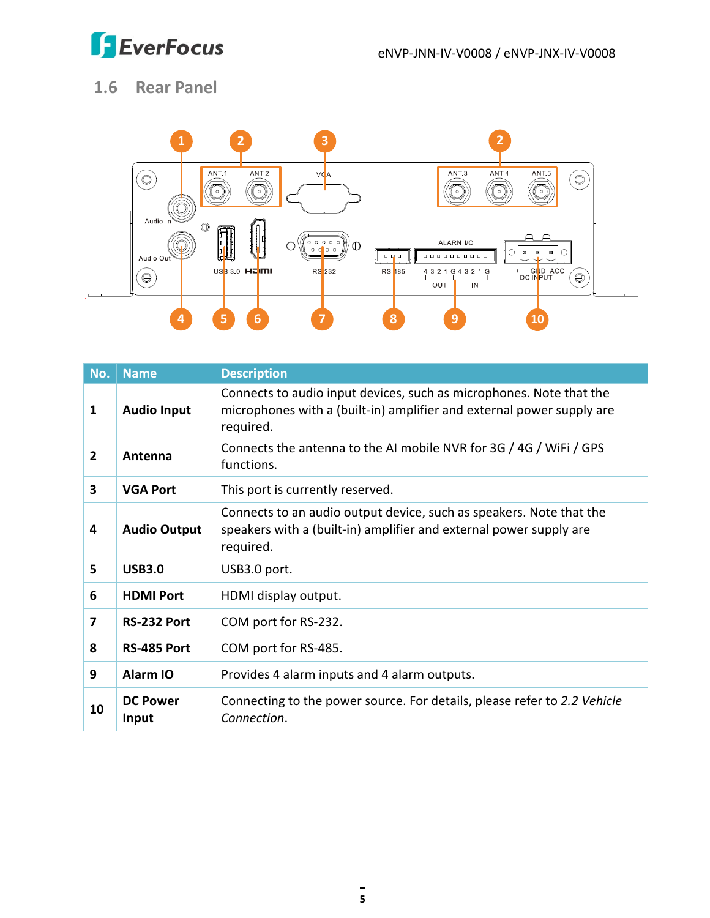## 1.6 Rear Panel

| No. | Name | Description |
|---|---|---|
| 1 | **Audio Input** | Connects to audio input devices, such as microphones. Note that the microphones with a (built-in) amplifier and external power supply are required. |
| 2 | **Antenna** | Connects the antenna to the AI mobile NVR for 3G / 4G / WiFi / GPS functions. |
| 3 | **VGA Port** | This port is currently reserved. |
| 4 | **Audio Output** | Connects to an audio output device, such as speakers. Note that the speakers with a (built-in) amplifier and external power supply are required. |
| 5 | **USB3.0** | USB3.0 port. |
| 6 | **HDMI Port** | HDMI display output. |
| 7 | **RS-232 Port** | COM port for RS-232. |
| 8 | **RS-485 Port** | COM port for RS-485. |
| 9 | **Alarm IO** | Provides 4 alarm inputs and 4 alarm outputs. |
| 10 | **DC Power Input** | Connecting to the power source. For details, please refer to *2.2 Vehicle Connection*. |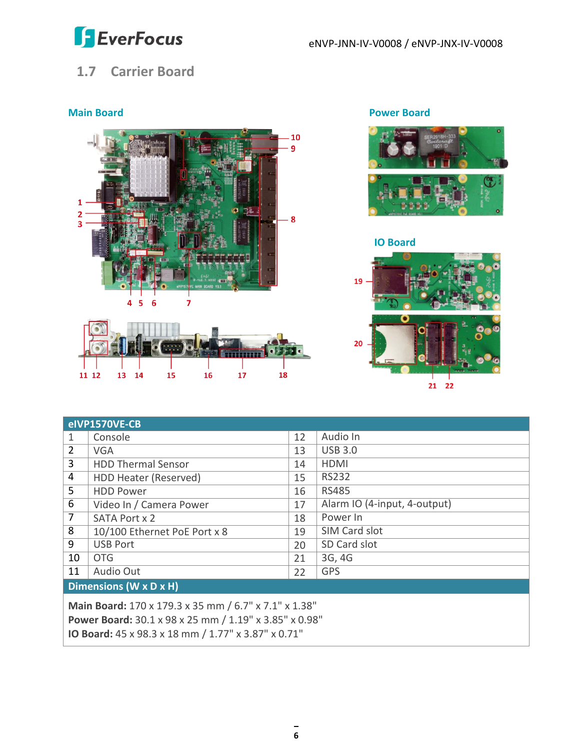## 1.7 Carrier Board

Main Board

Power Board

IO Board

| eIVP1570VE-CB | | | |
|---|---|---|---|
| 1 | Console | 12 | Audio In |
| 2 | VGA | 13 | USB 3.0 |
| 3 | HDD Thermal Sensor | 14 | HDMI |
| 4 | HDD Heater (Reserved) | 15 | RS232 |
| 5 | HDD Power | 16 | RS485 |
| 6 | Video In / Camera Power | 17 | Alarm IO (4-input, 4-output) |
| 7 | SATA Port x 2 | 18 | Power In |
| 8 | 10/100 Ethernet PoE Port x 8 | 19 | SIM Card slot |
| 9 | USB Port | 20 | SD Card slot |
| 10 | OTG | 21 | 3G, 4G |
| 11 | Audio Out | 22 | GPS |

**Dimensions (W x D x H)**

**Main Board:** 170 x 179.3 x 35 mm / 6.7" x 7.1" x 1.38"
**Power Board:** 30.1 x 98 x 25 mm / 1.19" x 3.85" x 0.98"
**IO Board:** 45 x 98.3 x 18 mm / 1.77" x 3.87" x 0.71"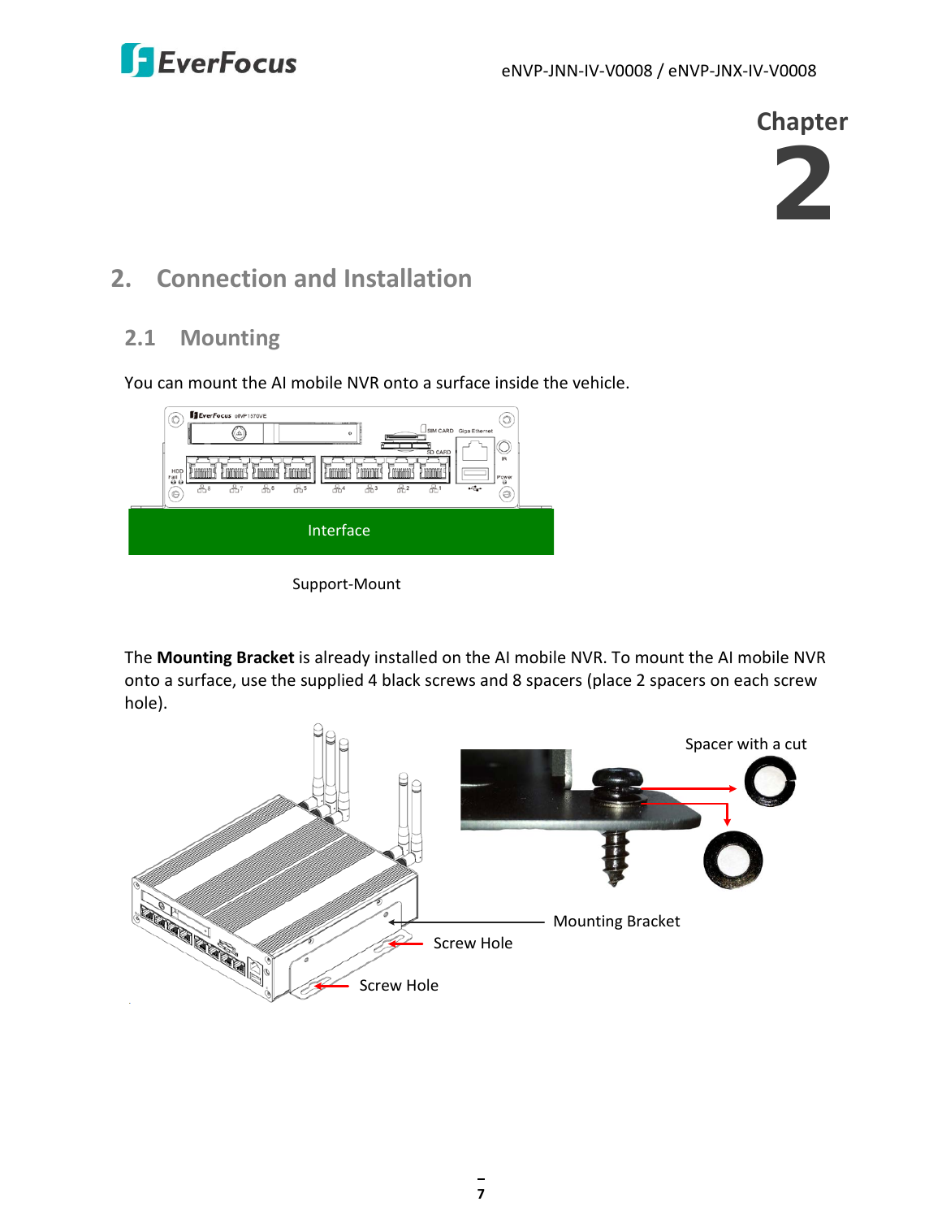# 2. Connection and Installation

## 2.1 Mounting

You can mount the AI mobile NVR onto a surface inside the vehicle.

Interface

Support-Mount

The **Mounting Bracket** is already installed on the AI mobile NVR. To mount the AI mobile NVR onto a surface, use the supplied 4 black screws and 8 spacers (place 2 spacers on each screw hole).

Spacer with a cut

Mounting Bracket

Screw Hole

Screw Hole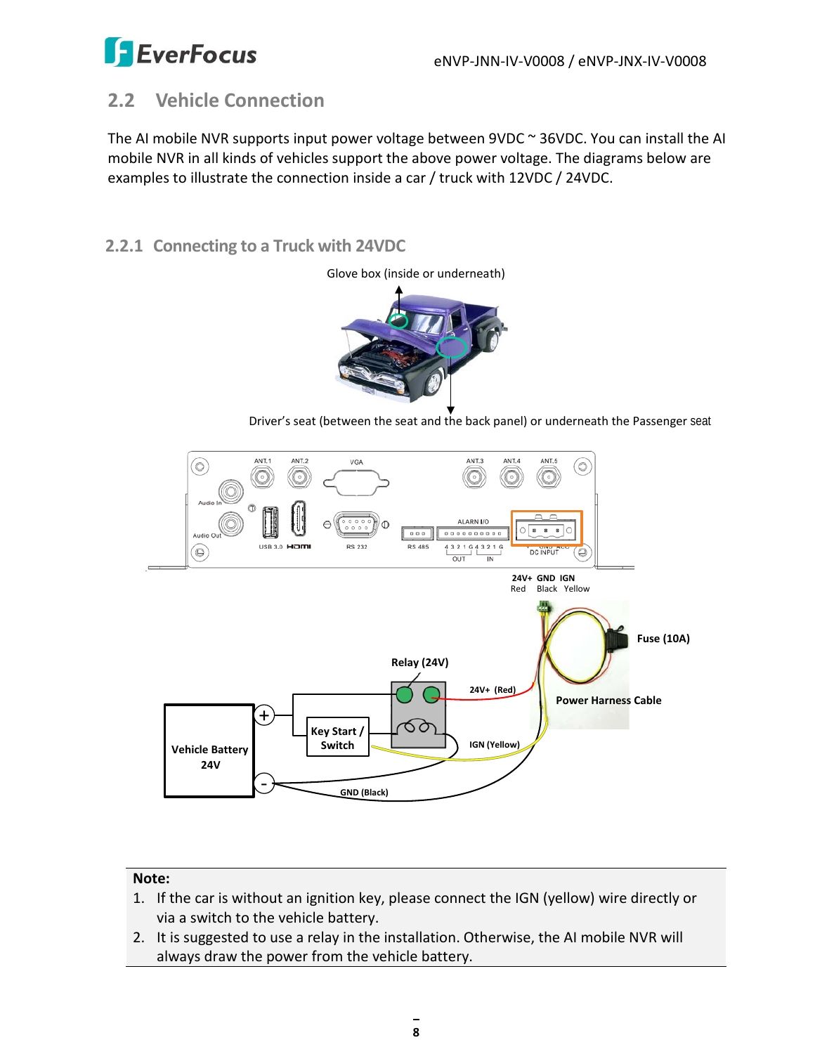## 2.2 Vehicle Connection

The AI mobile NVR supports input power voltage between 9VDC ~ 36VDC. You can install the AI mobile NVR in all kinds of vehicles support the above power voltage. The diagrams below are examples to illustrate the connection inside a car / truck with 12VDC / 24VDC.

### 2.2.1 Connecting to a Truck with 24VDC

Glove box (inside or underneath)

Driver's seat (between the seat and the back panel) or underneath the Passenger seat

24V+ GND IGN
Red Black Yellow

Fuse (10A)

Relay (24V)

24V+ (Red)

Power Harness Cable

Key Start / Switch

IGN (Yellow)

Vehicle Battery 24V

GND (Black)

**Note:**

1. If the car is without an ignition key, please connect the IGN (yellow) wire directly or via a switch to the vehicle battery.
2. It is suggested to use a relay in the installation. Otherwise, the AI mobile NVR will always draw the power from the vehicle battery.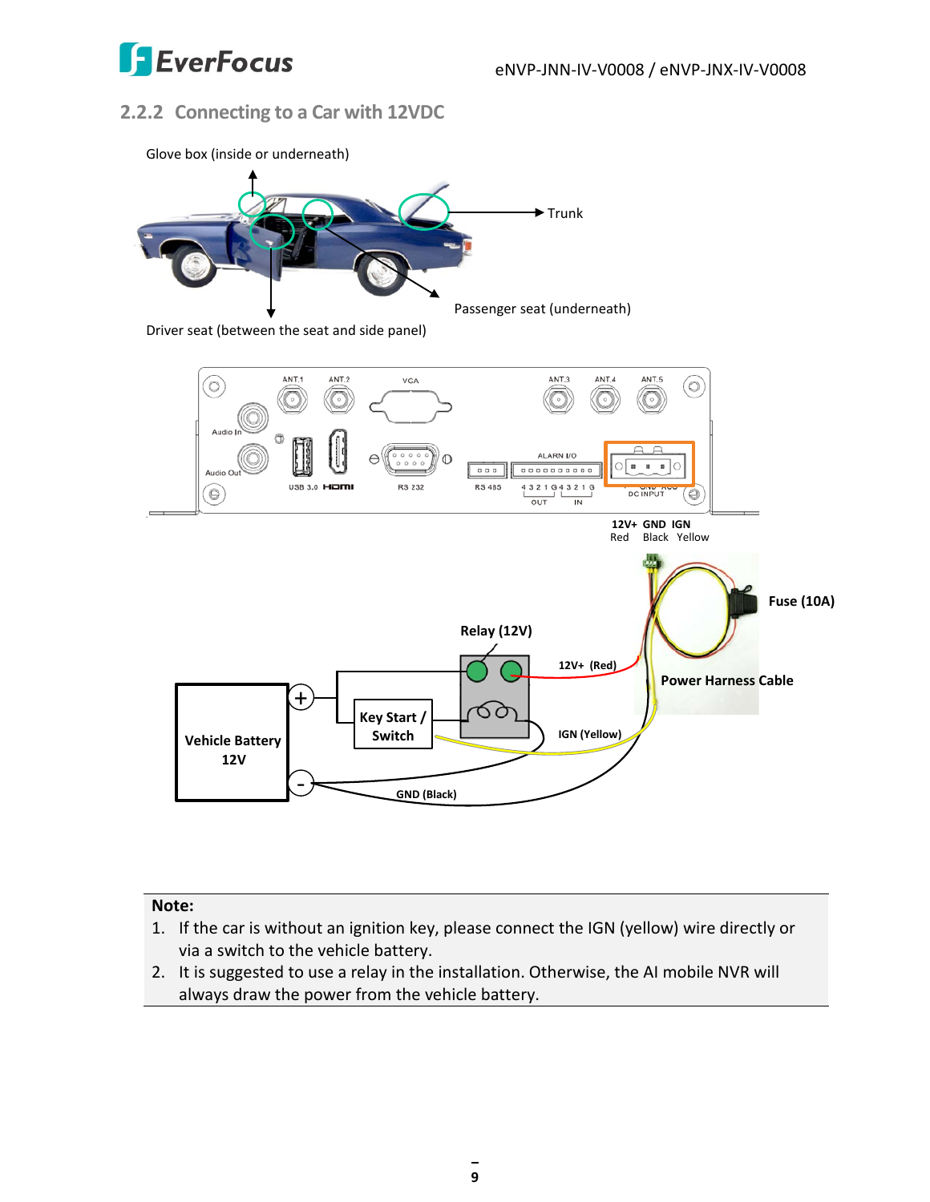### 2.2.2 Connecting to a Car with 12VDC

Glove box (inside or underneath)

Trunk

Passenger seat (underneath)

Driver seat (between the seat and side panel)

12V+ GND IGN
Red Black Yellow

Fuse (10A)

Relay (12V)

12V+ (Red)

Power Harness Cable

Vehicle Battery 12V

Key Start / Switch

IGN (Yellow)

GND (Black)

**Note:**

1. If the car is without an ignition key, please connect the IGN (yellow) wire directly or via a switch to the vehicle battery.
2. It is suggested to use a relay in the installation. Otherwise, the AI mobile NVR will always draw the power from the vehicle battery.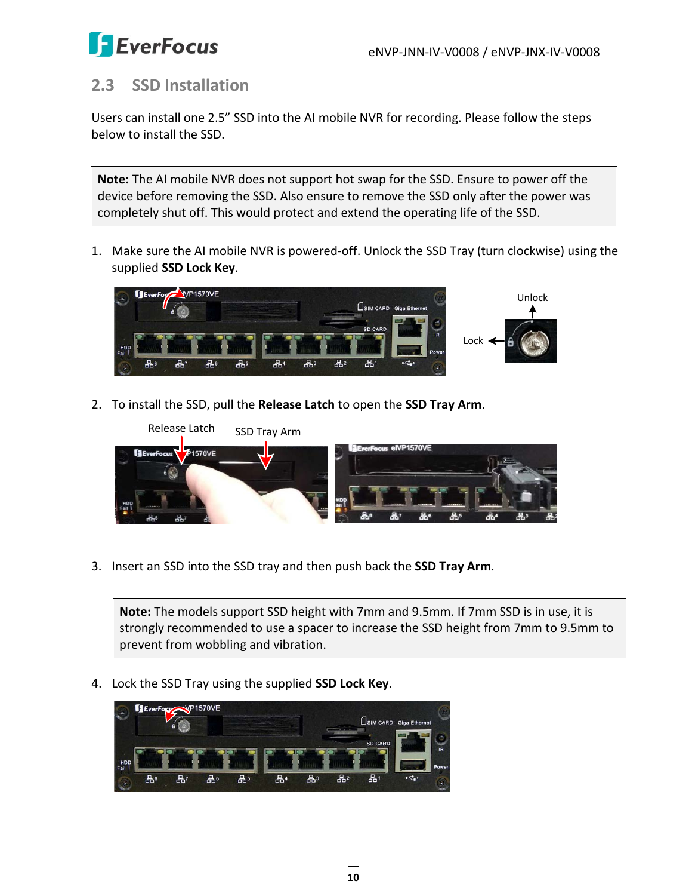## 2.3 SSD Installation

Users can install one 2.5" SSD into the AI mobile NVR for recording. Please follow the steps below to install the SSD.

**Note:** The AI mobile NVR does not support hot swap for the SSD. Ensure to power off the device before removing the SSD. Also ensure to remove the SSD only after the power was completely shut off. This would protect and extend the operating life of the SSD.

1. Make sure the AI mobile NVR is powered-off. Unlock the SSD Tray (turn clockwise) using the supplied **SSD Lock Key**.

2. To install the SSD, pull the **Release Latch** to open the **SSD Tray Arm**.

3. Insert an SSD into the SSD tray and then push back the **SSD Tray Arm**.

**Note:** The models support SSD height with 7mm and 9.5mm. If 7mm SSD is in use, it is strongly recommended to use a spacer to increase the SSD height from 7mm to 9.5mm to prevent from wobbling and vibration.

4. Lock the SSD Tray using the supplied **SSD Lock Key**.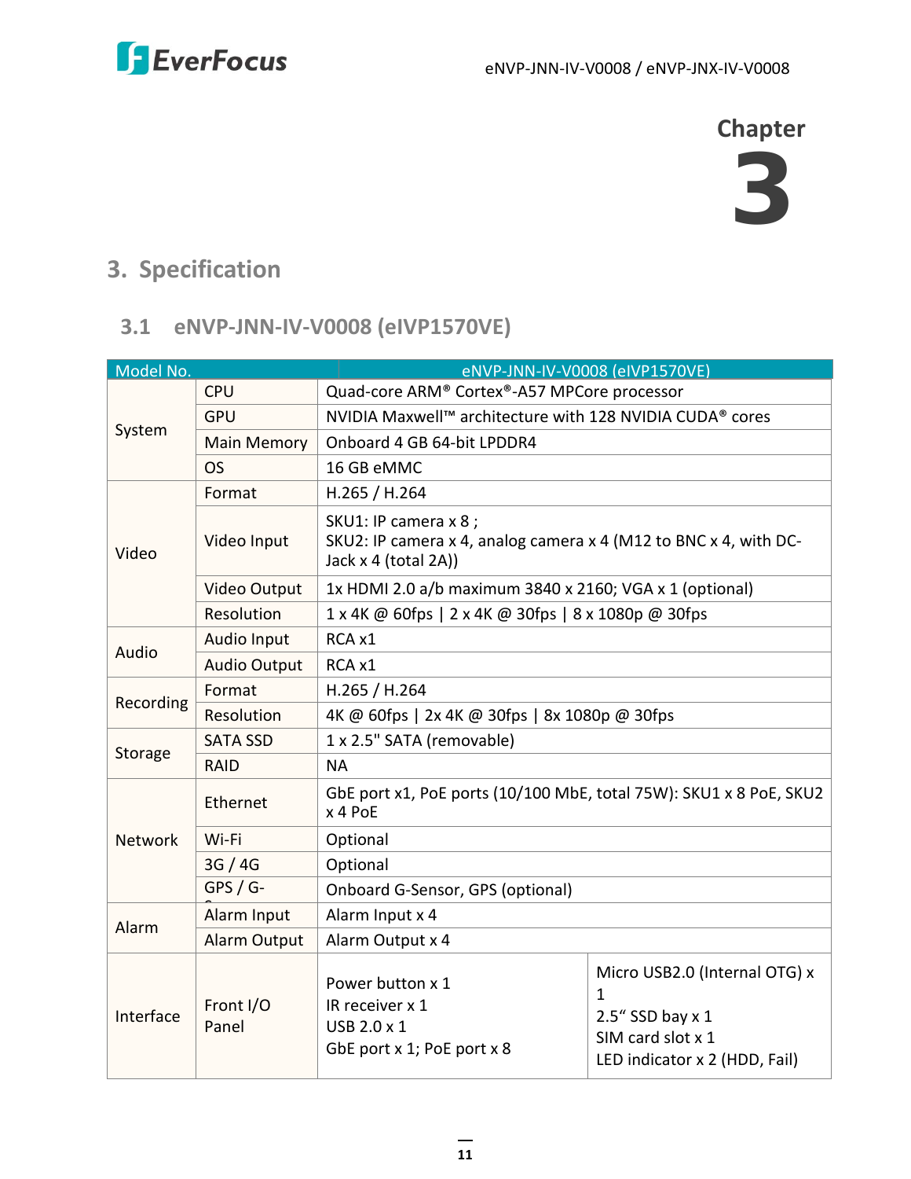# Chapter 3

# 3. Specification

## 3.1 eNVP-JNN-IV-V0008 (eIVP1570VE)

| Model No. | | eNVP-JNN-IV-V0008 (eIVP1570VE) | |
|---|---|---|---|
| System | CPU | Quad-core ARM® Cortex®-A57 MPCore processor | |
| | GPU | NVIDIA Maxwell™ architecture with 128 NVIDIA CUDA® cores | |
| | Main Memory | Onboard 4 GB 64-bit LPDDR4 | |
| | OS | 16 GB eMMC | |
| Video | Format | H.265 / H.264 | |
| | Video Input | SKU1: IP camera x 8 ;<br>SKU2: IP camera x 4, analog camera x 4 (M12 to BNC x 4, with DC-Jack x 4 (total 2A)) | |
| | Video Output | 1x HDMI 2.0 a/b maximum 3840 x 2160; VGA x 1 (optional) | |
| | Resolution | 1 x 4K @ 60fps \| 2 x 4K @ 30fps \| 8 x 1080p @ 30fps | |
| Audio | Audio Input | RCA x1 | |
| | Audio Output | RCA x1 | |
| Recording | Format | H.265 / H.264 | |
| | Resolution | 4K @ 60fps \| 2x 4K @ 30fps \| 8x 1080p @ 30fps | |
| Storage | SATA SSD | 1 x 2.5" SATA (removable) | |
| | RAID | NA | |
| Network | Ethernet | GbE port x1, PoE ports (10/100 MbE, total 75W): SKU1 x 8 PoE, SKU2 x 4 PoE | |
| | Wi-Fi | Optional | |
| | 3G / 4G | Optional | |
| | GPS / G- | Onboard G-Sensor, GPS (optional) | |
| Alarm | Alarm Input | Alarm Input x 4 | |
| | Alarm Output | Alarm Output x 4 | |
| Interface | Front I/O Panel | Power button x 1<br>IR receiver x 1<br>USB 2.0 x 1<br>GbE port x 1; PoE port x 8 | Micro USB2.0 (Internal OTG) x 1<br>2.5" SSD bay x 1<br>SIM card slot x 1<br>LED indicator x 2 (HDD, Fail) |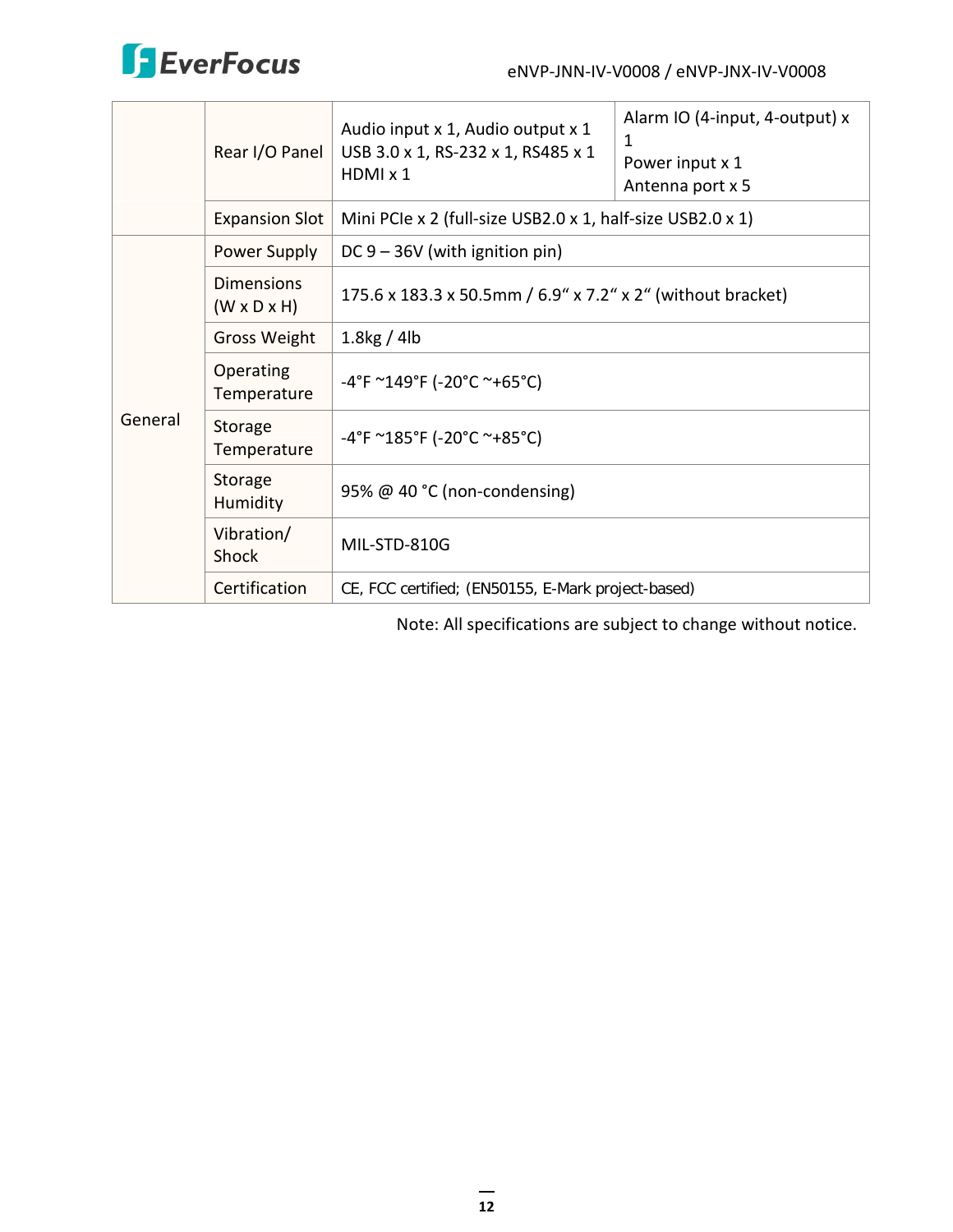| | | | |
|---|---|---|---|
| | Rear I/O Panel | Audio input x 1, Audio output x 1<br>USB 3.0 x 1, RS-232 x 1, RS485 x 1<br>HDMI x 1 | Alarm IO (4-input, 4-output) x 1<br>Power input x 1<br>Antenna port x 5 |
| | Expansion Slot | Mini PCIe x 2 (full-size USB2.0 x 1, half-size USB2.0 x 1) | |
| General | Power Supply | DC 9 – 36V (with ignition pin) | |
| | Dimensions (W x D x H) | 175.6 x 183.3 x 50.5mm / 6.9" x 7.2" x 2" (without bracket) | |
| | Gross Weight | 1.8kg / 4lb | |
| | Operating Temperature | -4°F ~149°F (-20°C ~+65°C) | |
| | Storage Temperature | -4°F ~185°F (-20°C ~+85°C) | |
| | Storage Humidity | 95% @ 40 °C (non-condensing) | |
| | Vibration/ Shock | MIL-STD-810G | |
| | Certification | CE, FCC certified; (EN50155, E-Mark project-based) | |

Note: All specifications are subject to change without notice.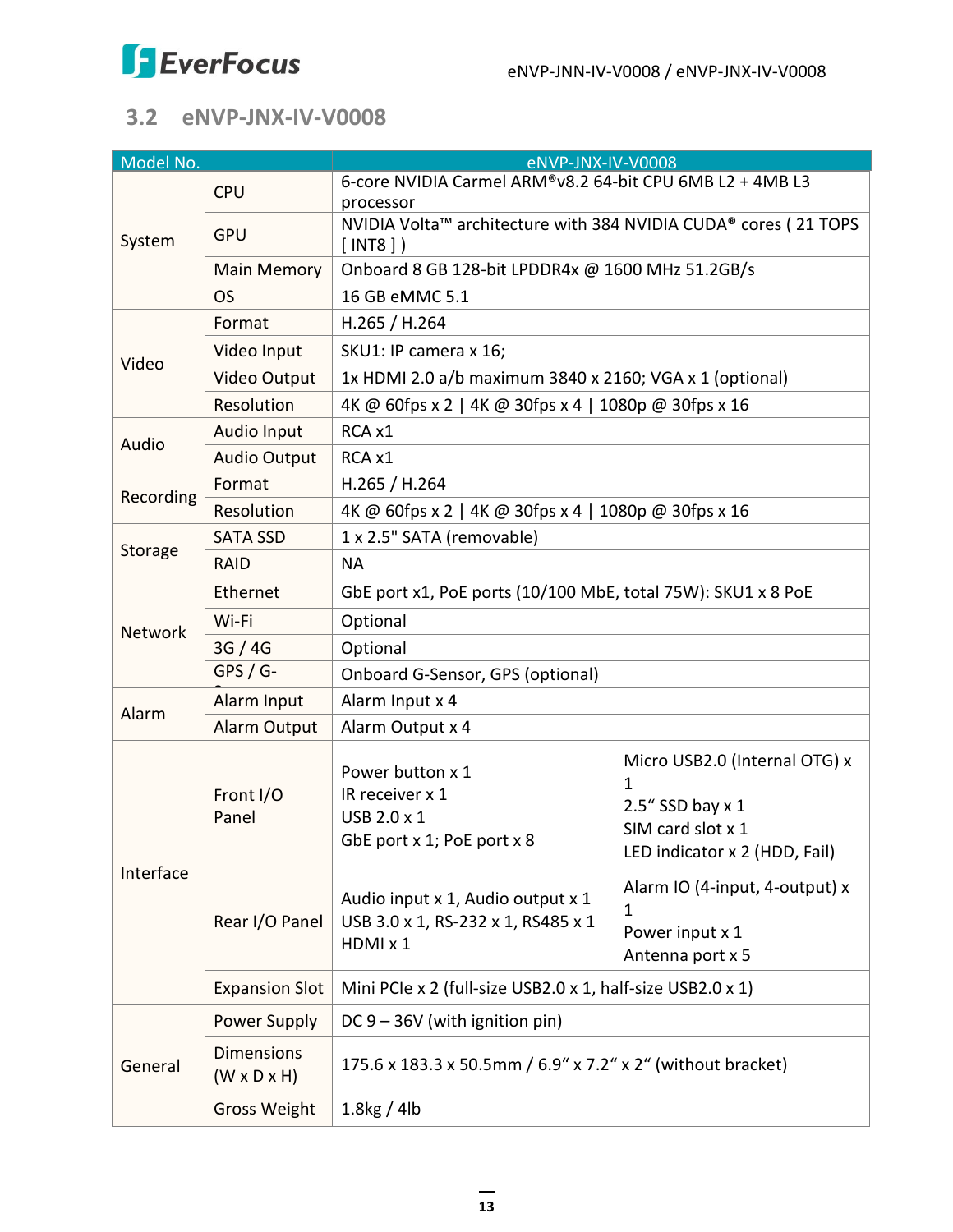## 3.2 eNVP-JNX-IV-V0008

| Model No. | | eNVP-JNX-IV-V0008 | |
|---|---|---|---|
| System | CPU | 6-core NVIDIA Carmel ARM®v8.2 64-bit CPU 6MB L2 + 4MB L3 processor | |
| | GPU | NVIDIA Volta™ architecture with 384 NVIDIA CUDA® cores ( 21 TOPS [ INT8 ] ) | |
| | Main Memory | Onboard 8 GB 128-bit LPDDR4x @ 1600 MHz 51.2GB/s | |
| | OS | 16 GB eMMC 5.1 | |
| Video | Format | H.265 / H.264 | |
| | Video Input | SKU1: IP camera x 16; | |
| | Video Output | 1x HDMI 2.0 a/b maximum 3840 x 2160; VGA x 1 (optional) | |
| | Resolution | 4K @ 60fps x 2 \| 4K @ 30fps x 4 \| 1080p @ 30fps x 16 | |
| Audio | Audio Input | RCA x1 | |
| | Audio Output | RCA x1 | |
| Recording | Format | H.265 / H.264 | |
| | Resolution | 4K @ 60fps x 2 \| 4K @ 30fps x 4 \| 1080p @ 30fps x 16 | |
| Storage | SATA SSD | 1 x 2.5" SATA (removable) | |
| | RAID | NA | |
| Network | Ethernet | GbE port x1, PoE ports (10/100 MbE, total 75W): SKU1 x 8 PoE | |
| | Wi-Fi | Optional | |
| | 3G / 4G | Optional | |
| | GPS / G-S | Onboard G-Sensor, GPS (optional) | |
| Alarm | Alarm Input | Alarm Input x 4 | |
| | Alarm Output | Alarm Output x 4 | |
| Interface | Front I/O Panel | Power button x 1<br>IR receiver x 1<br>USB 2.0 x 1<br>GbE port x 1; PoE port x 8 | Micro USB2.0 (Internal OTG) x 1<br>2.5" SSD bay x 1<br>SIM card slot x 1<br>LED indicator x 2 (HDD, Fail) |
| | Rear I/O Panel | Audio input x 1, Audio output x 1<br>USB 3.0 x 1, RS-232 x 1, RS485 x 1<br>HDMI x 1 | Alarm IO (4-input, 4-output) x 1<br>Power input x 1<br>Antenna port x 5 |
| | Expansion Slot | Mini PCIe x 2 (full-size USB2.0 x 1, half-size USB2.0 x 1) | |
| General | Power Supply | DC 9 – 36V (with ignition pin) | |
| | Dimensions (W x D x H) | 175.6 x 183.3 x 50.5mm / 6.9" x 7.2" x 2" (without bracket) | |
| | Gross Weight | 1.8kg / 4lb | |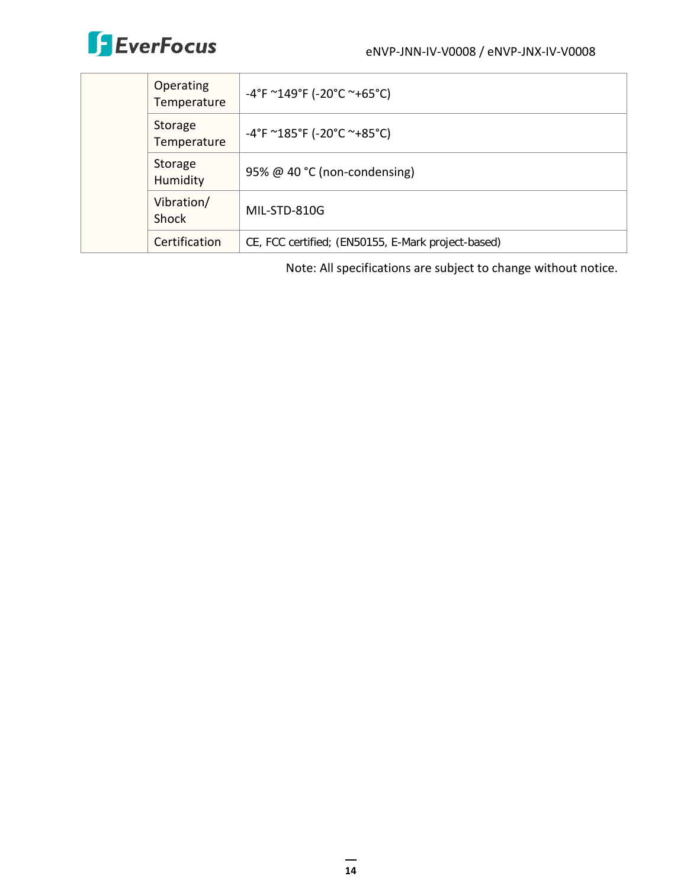| | | |
|---|---|---|
| | Operating Temperature | -4°F ~149°F (-20°C ~+65°C) |
| | Storage Temperature | -4°F ~185°F (-20°C ~+85°C) |
| | Storage Humidity | 95% @ 40 °C (non-condensing) |
| | Vibration/ Shock | MIL-STD-810G |
| | Certification | CE, FCC certified; (EN50155, E-Mark project-based) |

Note: All specifications are subject to change without notice.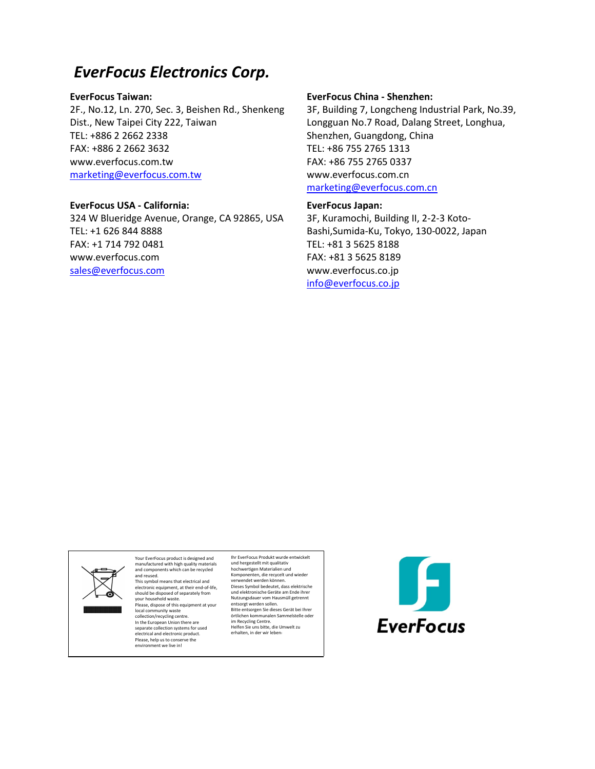# *EverFocus Electronics Corp.*

**EverFocus Taiwan:**
2F., No.12, Ln. 270, Sec. 3, Beishen Rd., Shenkeng Dist., New Taipei City 222, Taiwan
TEL: +886 2 2662 2338
FAX: +886 2 2662 3632
www.everfocus.com.tw
marketing@everfocus.com.tw

**EverFocus USA - California:**
324 W Blueridge Avenue, Orange, CA 92865, USA
TEL: +1 626 844 8888
FAX: +1 714 792 0481
www.everfocus.com
sales@everfocus.com

**EverFocus China - Shenzhen:**
3F, Building 7, Longcheng Industrial Park, No.39, Longguan No.7 Road, Dalang Street, Longhua, Shenzhen, Guangdong, China
TEL: +86 755 2765 1313
FAX: +86 755 2765 0337
www.everfocus.com.cn
marketing@everfocus.com.cn

**EverFocus Japan:**
3F, Kuramochi, Building II, 2-2-3 Koto-Bashi,Sumida-Ku, Tokyo, 130-0022, Japan
TEL: +81 3 5625 8188
FAX: +81 3 5625 8189
www.everfocus.co.jp
info@everfocus.co.jp

Your EverFocus product is designed and manufactured with high quality materials and components which can be recycled and reused.
This symbol means that electrical and electronic equipment, at their end-of-life, should be disposed of separately from your household waste.
Please, dispose of this equipment at your local community waste collection/recycling centre.
In the European Union there are separate collection systems for used electrical and electronic product.
Please, help us to conserve the environment we live in!

Ihr EverFocus Produkt wurde entwickelt und hergestellt mit qualitativ hochwertigen Materialien und Komponenten, die recycelt und wieder verwendet werden können.
Dieses Symbol bedeutet, dass elektrische und elektronische Geräte am Ende ihrer Nutzungsdauer vom Hausmüll getrennt entsorgt werden sollen.
Bitte entsorgen Sie dieses Gerät bei Ihrer örtlichen kommunalen Sammelstelle oder im Recycling Centre.
Helfen Sie uns bitte, die Umwelt zu erhalten, in der wir leben.

EverFocus